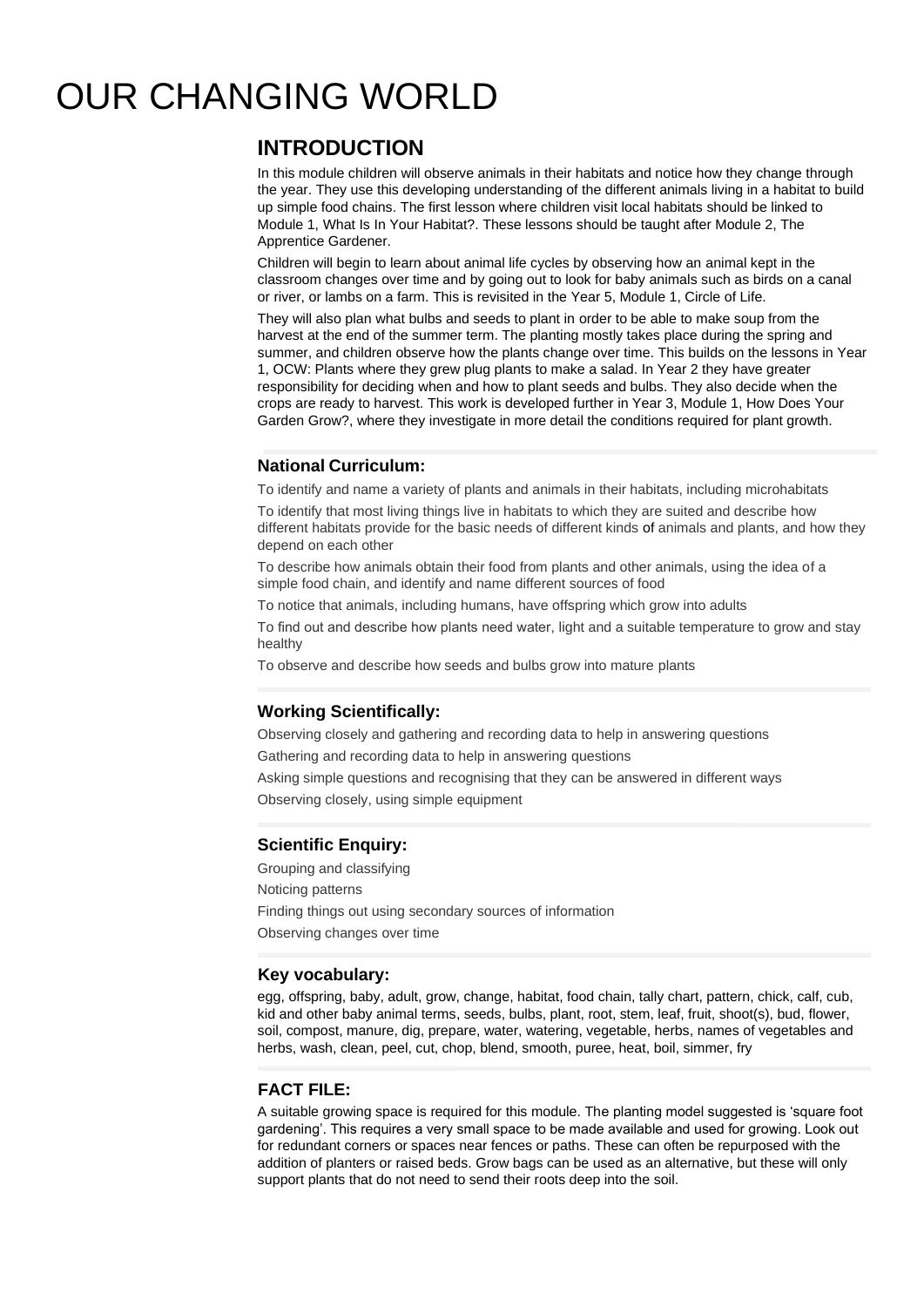# OUR CHANGING WORLD

## INTRODUCTION

In this module children will observe animals in their habitats and notice how they change through the year. They use this developing understanding of the different animals living in a habitat to build up simple food chains. The first lesson where children visit local habitats should be linked to Module 1, What Is In Your Habitat?. These lessons should be taught after Module 2, The Apprentice Gardener.

Children will begin to learn about animal life cycles by observing how an animal kept in the classroom changes over time and by going out to look for baby animals such as birds on a canal or river, or lambs on a farm. This is revisited in the Year 5, Module 1, Circle of Life.

They will also plan what bulbs and seeds to plant in order to be able to make soup from the harvest at the end of the summer term. The planting mostly takes place during the spring and summer, and children observe how the plants change over time. This builds on the lessons in Year 1, OCW: Plants where they grew plug plants to make a salad. In Year 2 they have greater responsibility for deciding when and how to plant seeds and bulbs. They also decide when the crops are ready to harvest. This work is developed further in Year 3, Module 1, How Does Your Garden Grow?, where they investigate in more detail the conditions required for plant growth.

### National Curriculum:

To identify and name a variety of plants and animals in their habitats, including microhabitats

To identify that most living things live in habitats to which they are suited and describe how different habitats provide for the basic needs of different kinds of animals and plants, and how they depend on each other

To describe how animals obtain their food from plants and other animals, using the idea of a simple food chain, and identify and name different sources of food

To notice that animals, including humans, have offspring which grow into adults

To find out and describe how plants need water, light and a suitable temperature to grow and stay healthy

To observe and describe how seeds and bulbs grow into mature plants

### Working Scientifically:

Observing closely and gathering and recording data to help in answering questions

Gathering and recording data to help in answering questions

Asking simple questions and recognising that they can be answered in different ways

Observing closely, using simple equipment

### Scientific Enquiry:

Grouping and classifying

Noticing patterns

Finding things out using secondary sources of information

Observing changes over time

### Key vocabulary:

egg, offspring, baby, adult, grow, change, habitat, food chain, tally chart, pattern, chick, calf, cub, kid and other baby animal terms, seeds, bulbs, plant, root, stem, leaf, fruit, shoot(s), bud, flower, soil, compost, manure, dig, prepare, water, watering, vegetable, herbs, names of vegetables and herbs, wash, clean, peel, cut, chop, blend, smooth, puree, heat, boil, simmer, fry

### FACT FILE:

A suitable growing space is required for this module. The planting model suggested is 'square foot gardening'. This requires a very small space to be made available and used for growing. Look out for redundant corners or spaces near fences or paths. These can often be repurposed with the addition of planters or raised beds. Grow bags can be used as an alternative, but these will only support plants that do not need to send their roots deep into the soil.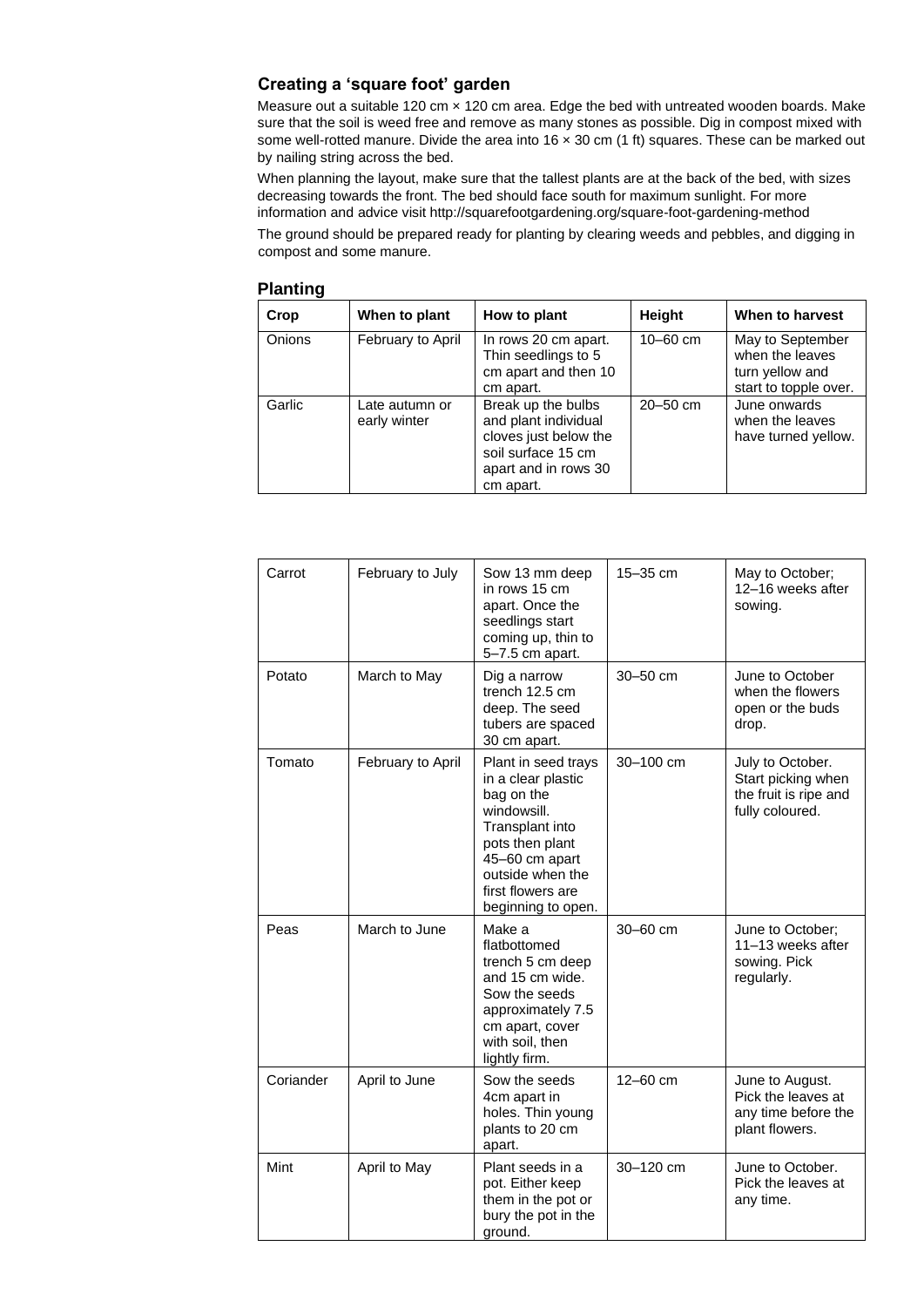### Creating a ‘square foot’ garden

Measure out a suitable 120 cm × 120 cm area. Edge the bed with untreated wooden boards. Make sure that the soil is weed free and remove as many stones as possible. Dig in compost mixed with some well-rotted manure. Divide the area into 16 × 30 cm (1 ft) squares. These can be marked out by nailing string across the bed.

When planning the layout, make sure that the tallest plants are at the back of the bed, with sizes decreasing towards the front. The bed should face south for maximum sunlight. For more information and advice visit http://squarefootgardening.org/square-foot-gardening-method

The ground should be prepared ready for planting by clearing weeds and pebbles, and digging in compost and some manure.

### Planting

| Crop | When to plant | How to plant | Height | When to harvest |
|---|---|---|---|---|
| Onions | February to April | In rows 20 cm apart. Thin seedlings to 5 cm apart and then 10 cm apart. | 10–60 cm | May to September when the leaves turn yellow and start to topple over. |
| Garlic | Late autumn or early winter | Break up the bulbs and plant individual cloves just below the soil surface 15 cm apart and in rows 30 cm apart. | 20–50 cm | June onwards when the leaves have turned yellow. |
| Carrot | February to July | Sow 13 mm deep in rows 15 cm apart. Once the seedlings start coming up, thin to 5–7.5 cm apart. | 15–35 cm | May to October; 12–16 weeks after sowing. |
| Potato | March to May | Dig a narrow trench 12.5 cm deep. The seed tubers are spaced 30 cm apart. | 30–50 cm | June to October when the flowers open or the buds drop. |
| Tomato | February to April | Plant in seed trays in a clear plastic bag on the windowsill. Transplant into pots then plant 45–60 cm apart outside when the first flowers are beginning to open. | 30–100 cm | July to October. Start picking when the fruit is ripe and fully coloured. |
| Peas | March to June | Make a flatbottomed trench 5 cm deep and 15 cm wide. Sow the seeds approximately 7.5 cm apart, cover with soil, then lightly firm. | 30–60 cm | June to October; 11–13 weeks after sowing. Pick regularly. |
| Coriander | April to June | Sow the seeds 4cm apart in holes. Thin young plants to 20 cm apart. | 12–60 cm | June to August. Pick the leaves at any time before the plant flowers. |
| Mint | April to May | Plant seeds in a pot. Either keep them in the pot or bury the pot in the ground. | 30–120 cm | June to October. Pick the leaves at any time. |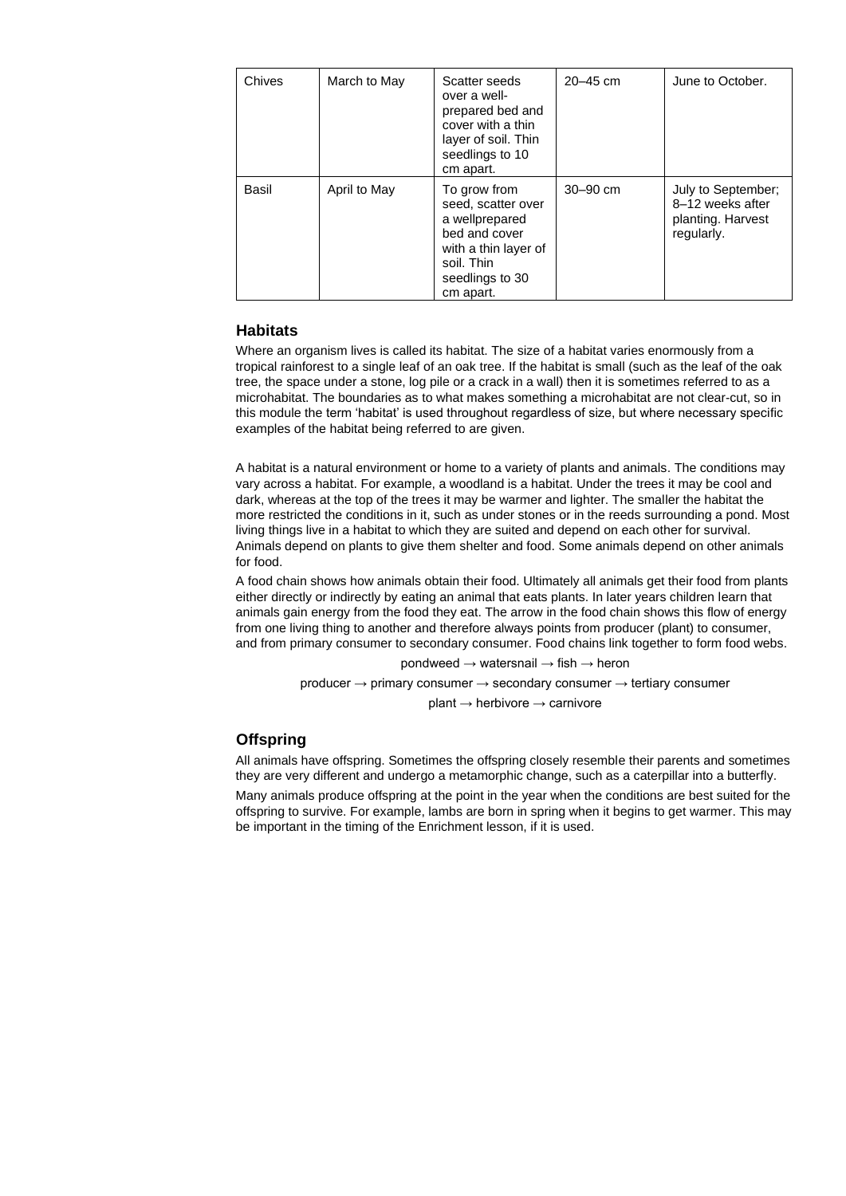| | | | | |
|---|---|---|---|---|
| Chives | March to May | Scatter seeds over a well-prepared bed and cover with a thin layer of soil. Thin seedlings to 10 cm apart. | 20–45 cm | June to October. |
| Basil | April to May | To grow from seed, scatter over a wellprepared bed and cover with a thin layer of soil. Thin seedlings to 30 cm apart. | 30–90 cm | July to September; 8–12 weeks after planting. Harvest regularly. |

## Habitats

Where an organism lives is called its habitat. The size of a habitat varies enormously from a tropical rainforest to a single leaf of an oak tree. If the habitat is small (such as the leaf of the oak tree, the space under a stone, log pile or a crack in a wall) then it is sometimes referred to as a microhabitat. The boundaries as to what makes something a microhabitat are not clear-cut, so in this module the term 'habitat' is used throughout regardless of size, but where necessary specific examples of the habitat being referred to are given.

A habitat is a natural environment or home to a variety of plants and animals. The conditions may vary across a habitat. For example, a woodland is a habitat. Under the trees it may be cool and dark, whereas at the top of the trees it may be warmer and lighter. The smaller the habitat the more restricted the conditions in it, such as under stones or in the reeds surrounding a pond. Most living things live in a habitat to which they are suited and depend on each other for survival. Animals depend on plants to give them shelter and food. Some animals depend on other animals for food.

A food chain shows how animals obtain their food. Ultimately all animals get their food from plants either directly or indirectly by eating an animal that eats plants. In later years children learn that animals gain energy from the food they eat. The arrow in the food chain shows this flow of energy from one living thing to another and therefore always points from producer (plant) to consumer, and from primary consumer to secondary consumer. Food chains link together to form food webs.

pondweed → watersnail → fish → heron

producer → primary consumer → secondary consumer → tertiary consumer

plant → herbivore → carnivore

## Offspring

All animals have offspring. Sometimes the offspring closely resemble their parents and sometimes they are very different and undergo a metamorphic change, such as a caterpillar into a butterfly.

Many animals produce offspring at the point in the year when the conditions are best suited for the offspring to survive. For example, lambs are born in spring when it begins to get warmer. This may be important in the timing of the Enrichment lesson, if it is used.